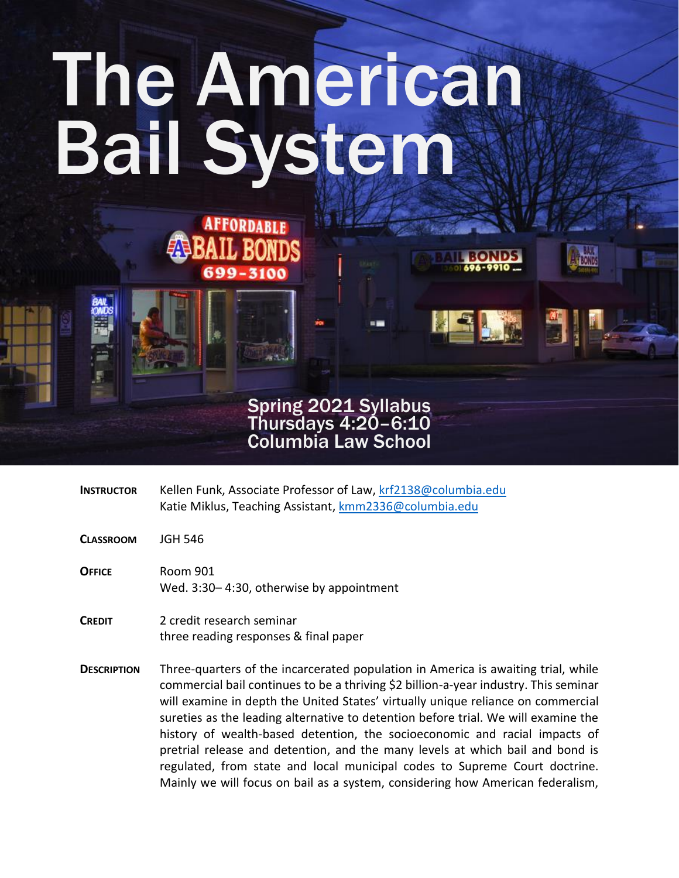# The American Bail System

Spring 2021 Syllabus
Thursdays 4:20–6:10
Columbia Law School

**INSTRUCTOR** Kellen Funk, Associate Professor of Law, krf2138@columbia.edu
Katie Miklus, Teaching Assistant, kmm2336@columbia.edu

**CLASSROOM** JGH 546

**OFFICE** Room 901
Wed. 3:30– 4:30, otherwise by appointment

**CREDIT** 2 credit research seminar
three reading responses & final paper

**DESCRIPTION** Three-quarters of the incarcerated population in America is awaiting trial, while commercial bail continues to be a thriving $2 billion-a-year industry. This seminar will examine in depth the United States' virtually unique reliance on commercial sureties as the leading alternative to detention before trial. We will examine the history of wealth-based detention, the socioeconomic and racial impacts of pretrial release and detention, and the many levels at which bail and bond is regulated, from state and local municipal codes to Supreme Court doctrine. Mainly we will focus on bail as a system, considering how American federalism,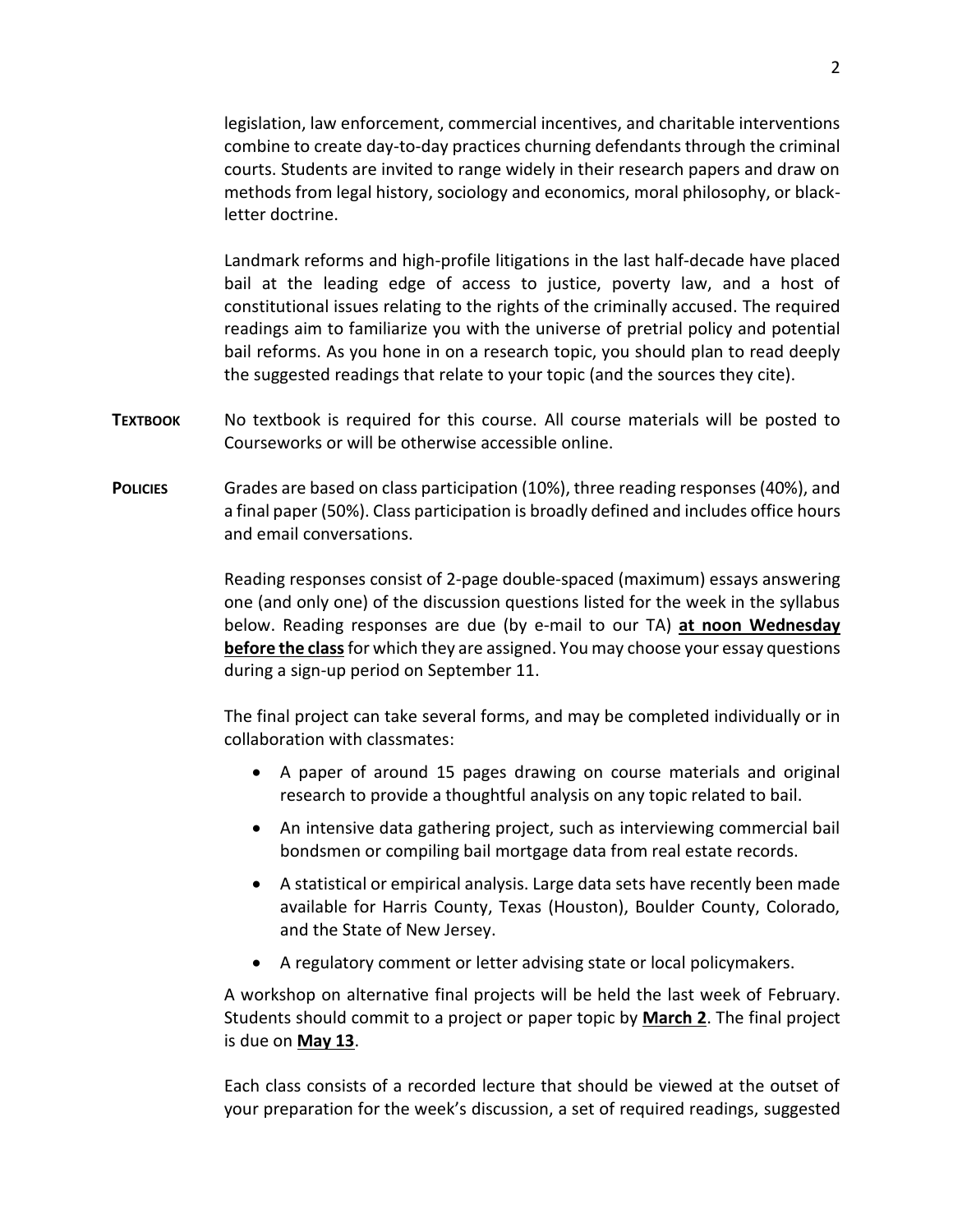legislation, law enforcement, commercial incentives, and charitable interventions combine to create day-to-day practices churning defendants through the criminal courts. Students are invited to range widely in their research papers and draw on methods from legal history, sociology and economics, moral philosophy, or black-letter doctrine.

Landmark reforms and high-profile litigations in the last half-decade have placed bail at the leading edge of access to justice, poverty law, and a host of constitutional issues relating to the rights of the criminally accused. The required readings aim to familiarize you with the universe of pretrial policy and potential bail reforms. As you hone in on a research topic, you should plan to read deeply the suggested readings that relate to your topic (and the sources they cite).

**TEXTBOOK** No textbook is required for this course. All course materials will be posted to Courseworks or will be otherwise accessible online.

**POLICIES** Grades are based on class participation (10%), three reading responses (40%), and a final paper (50%). Class participation is broadly defined and includes office hours and email conversations.

Reading responses consist of 2-page double-spaced (maximum) essays answering one (and only one) of the discussion questions listed for the week in the syllabus below. Reading responses are due (by e-mail to our TA) **at noon Wednesday before the class** for which they are assigned. You may choose your essay questions during a sign-up period on September 11.

The final project can take several forms, and may be completed individually or in collaboration with classmates:

- A paper of around 15 pages drawing on course materials and original research to provide a thoughtful analysis on any topic related to bail.
- An intensive data gathering project, such as interviewing commercial bail bondsmen or compiling bail mortgage data from real estate records.
- A statistical or empirical analysis. Large data sets have recently been made available for Harris County, Texas (Houston), Boulder County, Colorado, and the State of New Jersey.
- A regulatory comment or letter advising state or local policymakers.

A workshop on alternative final projects will be held the last week of February. Students should commit to a project or paper topic by **March 2**. The final project is due on **May 13**.

Each class consists of a recorded lecture that should be viewed at the outset of your preparation for the week's discussion, a set of required readings, suggested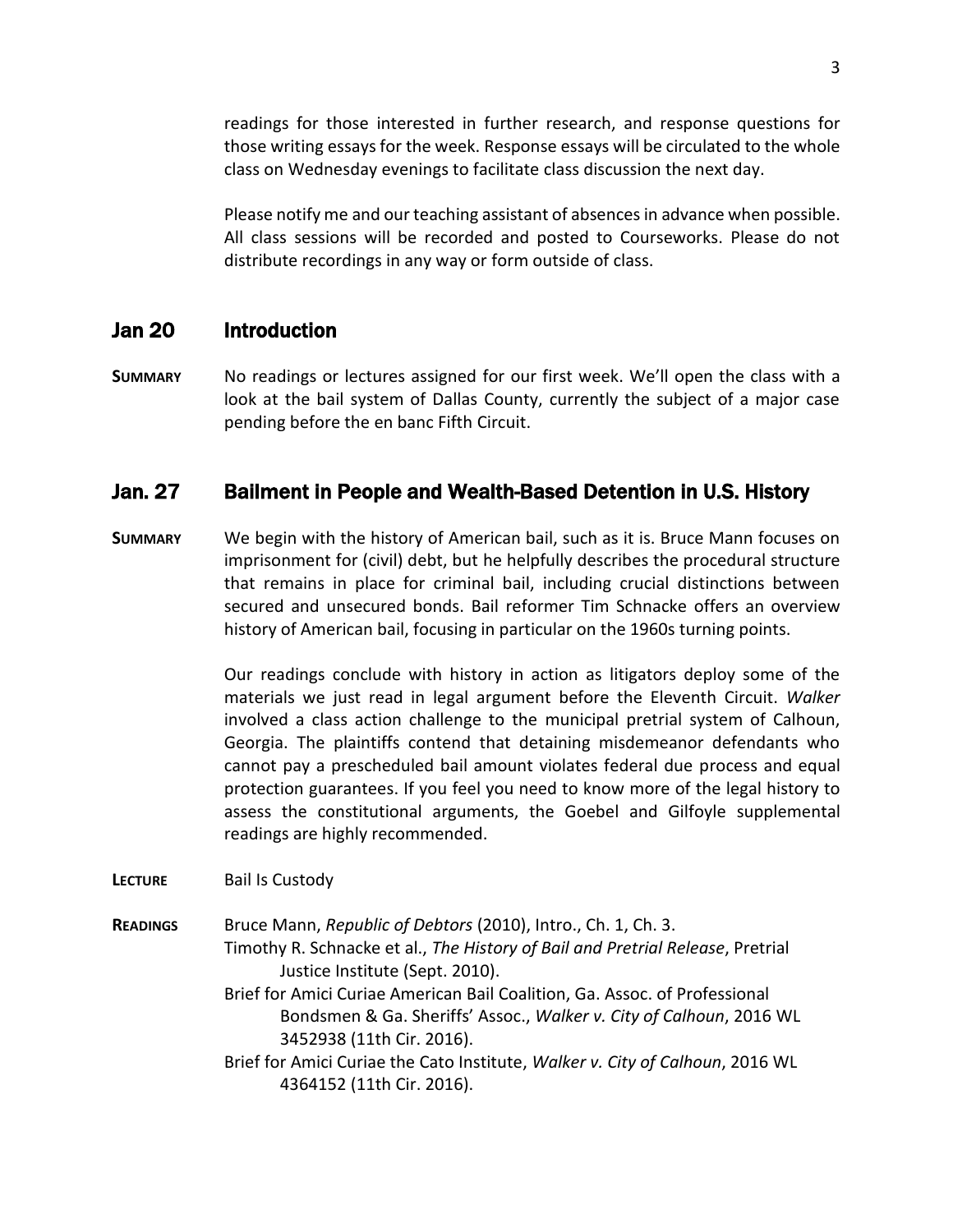readings for those interested in further research, and response questions for those writing essays for the week. Response essays will be circulated to the whole class on Wednesday evenings to facilitate class discussion the next day.

Please notify me and our teaching assistant of absences in advance when possible. All class sessions will be recorded and posted to Courseworks. Please do not distribute recordings in any way or form outside of class.

## Jan 20 Introduction

**SUMMARY** No readings or lectures assigned for our first week. We'll open the class with a look at the bail system of Dallas County, currently the subject of a major case pending before the en banc Fifth Circuit.

## Jan. 27 Bailment in People and Wealth-Based Detention in U.S. History

**SUMMARY** We begin with the history of American bail, such as it is. Bruce Mann focuses on imprisonment for (civil) debt, but he helpfully describes the procedural structure that remains in place for criminal bail, including crucial distinctions between secured and unsecured bonds. Bail reformer Tim Schnacke offers an overview history of American bail, focusing in particular on the 1960s turning points.

Our readings conclude with history in action as litigators deploy some of the materials we just read in legal argument before the Eleventh Circuit. *Walker* involved a class action challenge to the municipal pretrial system of Calhoun, Georgia. The plaintiffs contend that detaining misdemeanor defendants who cannot pay a prescheduled bail amount violates federal due process and equal protection guarantees. If you feel you need to know more of the legal history to assess the constitutional arguments, the Goebel and Gilfoyle supplemental readings are highly recommended.

**LECTURE** Bail Is Custody

**READINGS** Bruce Mann, *Republic of Debtors* (2010), Intro., Ch. 1, Ch. 3.

Timothy R. Schnacke et al., *The History of Bail and Pretrial Release*, Pretrial Justice Institute (Sept. 2010).

Brief for Amici Curiae American Bail Coalition, Ga. Assoc. of Professional Bondsmen & Ga. Sheriffs' Assoc., *Walker v. City of Calhoun*, 2016 WL 3452938 (11th Cir. 2016).

Brief for Amici Curiae the Cato Institute, *Walker v. City of Calhoun*, 2016 WL 4364152 (11th Cir. 2016).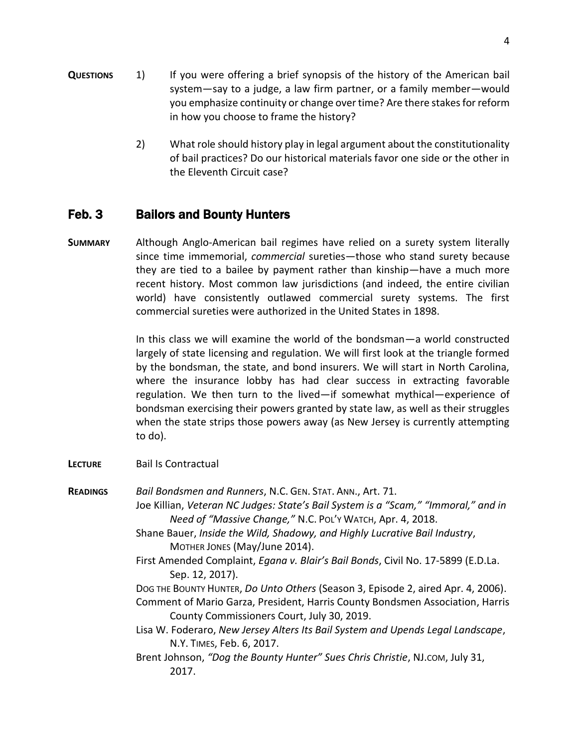**QUESTIONS**

1) If you were offering a brief synopsis of the history of the American bail system—say to a judge, a law firm partner, or a family member—would you emphasize continuity or change over time? Are there stakes for reform in how you choose to frame the history?

2) What role should history play in legal argument about the constitutionality of bail practices? Do our historical materials favor one side or the other in the Eleventh Circuit case?

## Feb. 3 Bailors and Bounty Hunters

**SUMMARY**

Although Anglo-American bail regimes have relied on a surety system literally since time immemorial, *commercial* sureties—those who stand surety because they are tied to a bailee by payment rather than kinship—have a much more recent history. Most common law jurisdictions (and indeed, the entire civilian world) have consistently outlawed commercial surety systems. The first commercial sureties were authorized in the United States in 1898.

In this class we will examine the world of the bondsman—a world constructed largely of state licensing and regulation. We will first look at the triangle formed by the bondsman, the state, and bond insurers. We will start in North Carolina, where the insurance lobby has had clear success in extracting favorable regulation. We then turn to the lived—if somewhat mythical—experience of bondsman exercising their powers granted by state law, as well as their struggles when the state strips those powers away (as New Jersey is currently attempting to do).

**LECTURE**

Bail Is Contractual

**READINGS**

*Bail Bondsmen and Runners*, N.C. GEN. STAT. ANN., Art. 71.

Joe Killian, *Veteran NC Judges: State's Bail System is a "Scam," "Immoral," and in Need of "Massive Change,"* N.C. POL'Y WATCH, Apr. 4, 2018.

Shane Bauer, *Inside the Wild, Shadowy, and Highly Lucrative Bail Industry*, MOTHER JONES (May/June 2014).

First Amended Complaint, *Egana v. Blair's Bail Bonds*, Civil No. 17-5899 (E.D.La. Sep. 12, 2017).

DOG THE BOUNTY HUNTER, *Do Unto Others* (Season 3, Episode 2, aired Apr. 4, 2006).

Comment of Mario Garza, President, Harris County Bondsmen Association, Harris County Commissioners Court, July 30, 2019.

Lisa W. Foderaro, *New Jersey Alters Its Bail System and Upends Legal Landscape*, N.Y. TIMES, Feb. 6, 2017.

Brent Johnson, *"Dog the Bounty Hunter" Sues Chris Christie*, NJ.COM, July 31, 2017.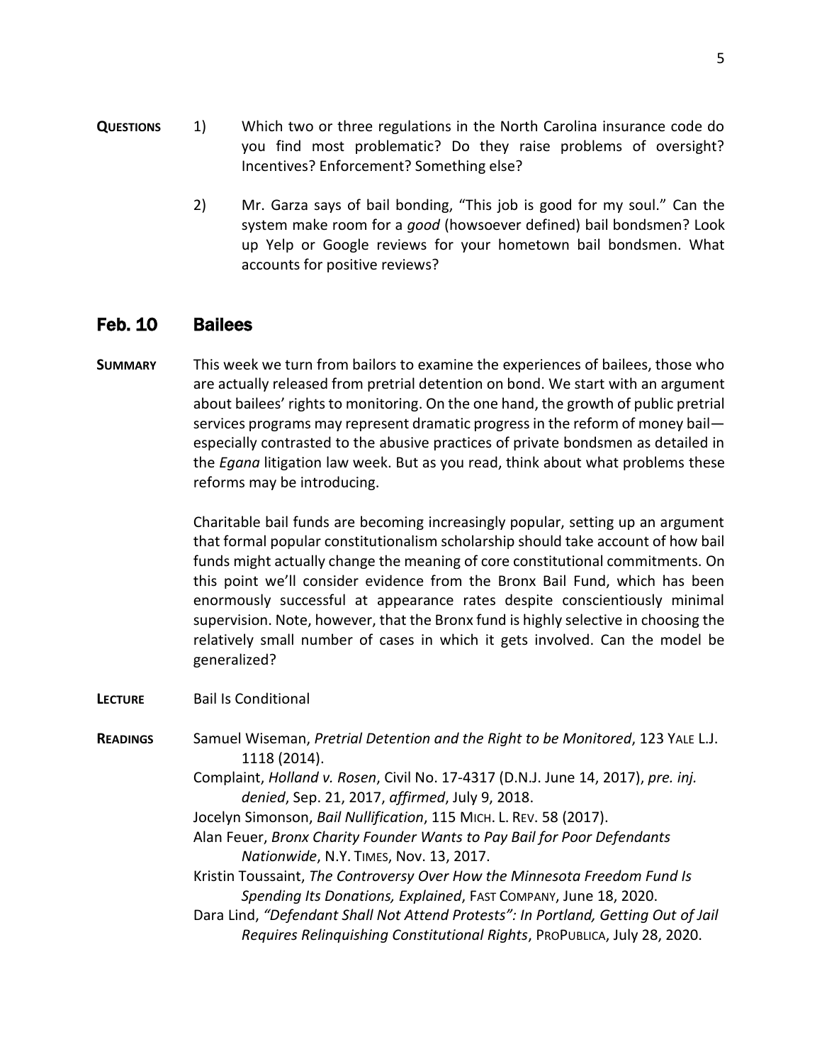**QUESTIONS**

1) Which two or three regulations in the North Carolina insurance code do you find most problematic? Do they raise problems of oversight? Incentives? Enforcement? Something else?

2) Mr. Garza says of bail bonding, "This job is good for my soul." Can the system make room for a *good* (howsoever defined) bail bondsmen? Look up Yelp or Google reviews for your hometown bail bondsmen. What accounts for positive reviews?

## Feb. 10 Bailees

**SUMMARY** This week we turn from bailors to examine the experiences of bailees, those who are actually released from pretrial detention on bond. We start with an argument about bailees' rights to monitoring. On the one hand, the growth of public pretrial services programs may represent dramatic progress in the reform of money bail—especially contrasted to the abusive practices of private bondsmen as detailed in the *Egana* litigation law week. But as you read, think about what problems these reforms may be introducing.

Charitable bail funds are becoming increasingly popular, setting up an argument that formal popular constitutionalism scholarship should take account of how bail funds might actually change the meaning of core constitutional commitments. On this point we'll consider evidence from the Bronx Bail Fund, which has been enormously successful at appearance rates despite conscientiously minimal supervision. Note, however, that the Bronx fund is highly selective in choosing the relatively small number of cases in which it gets involved. Can the model be generalized?

**LECTURE** Bail Is Conditional

**READINGS**

Samuel Wiseman, *Pretrial Detention and the Right to be Monitored*, 123 YALE L.J. 1118 (2014).

Complaint, *Holland v. Rosen*, Civil No. 17-4317 (D.N.J. June 14, 2017), *pre. inj. denied*, Sep. 21, 2017, *affirmed*, July 9, 2018.

Jocelyn Simonson, *Bail Nullification*, 115 MICH. L. REV. 58 (2017).

Alan Feuer, *Bronx Charity Founder Wants to Pay Bail for Poor Defendants Nationwide*, N.Y. TIMES, Nov. 13, 2017.

Kristin Toussaint, *The Controversy Over How the Minnesota Freedom Fund Is Spending Its Donations, Explained*, FAST COMPANY, June 18, 2020.

Dara Lind, *"Defendant Shall Not Attend Protests": In Portland, Getting Out of Jail Requires Relinquishing Constitutional Rights*, PROPUBLICA, July 28, 2020.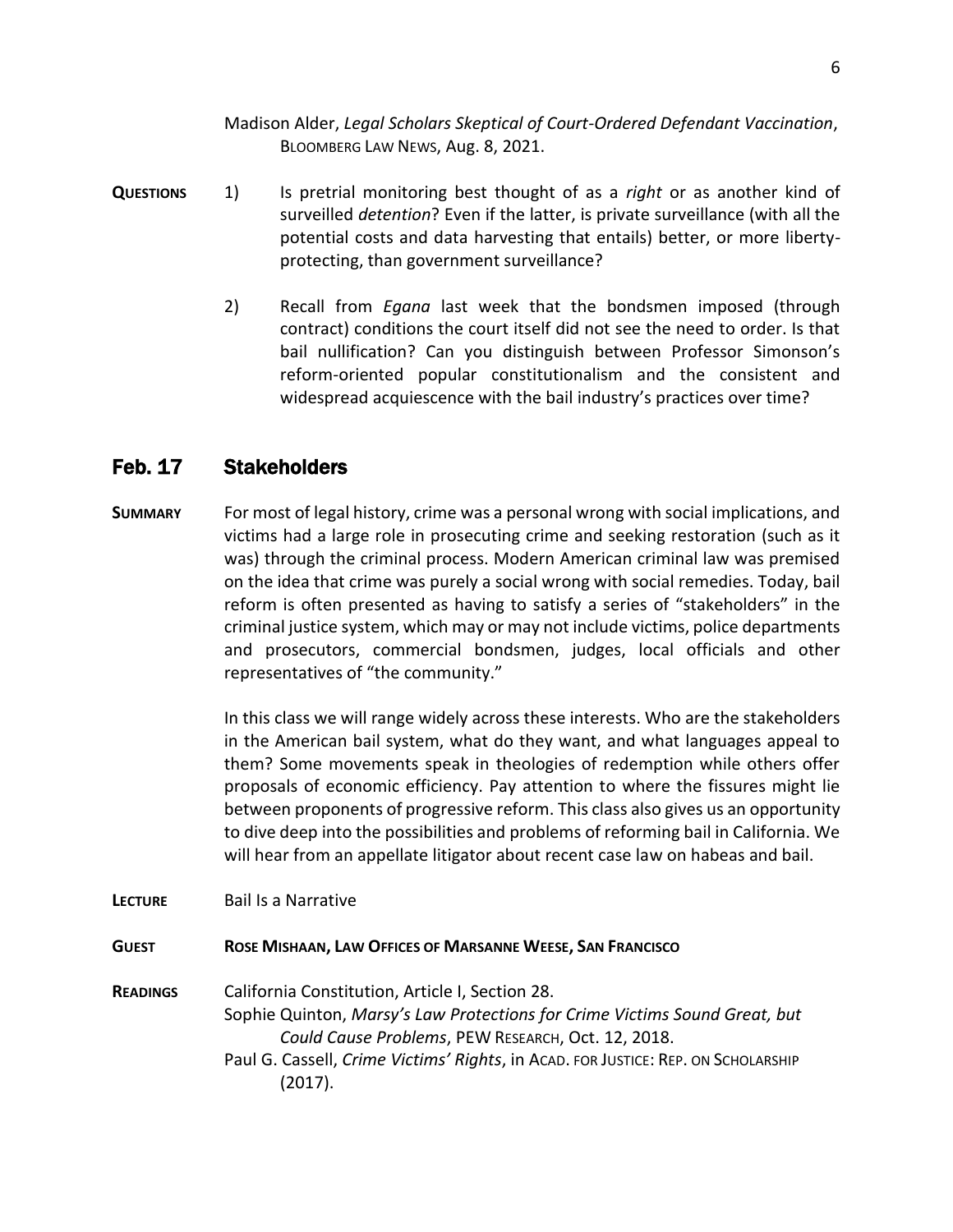Madison Alder, *Legal Scholars Skeptical of Court-Ordered Defendant Vaccination*, BLOOMBERG LAW NEWS, Aug. 8, 2021.

**QUESTIONS**

1) Is pretrial monitoring best thought of as a *right* or as another kind of surveilled *detention*? Even if the latter, is private surveillance (with all the potential costs and data harvesting that entails) better, or more liberty-protecting, than government surveillance?

2) Recall from *Egana* last week that the bondsmen imposed (through contract) conditions the court itself did not see the need to order. Is that bail nullification? Can you distinguish between Professor Simonson's reform-oriented popular constitutionalism and the consistent and widespread acquiescence with the bail industry's practices over time?

## Feb. 17 Stakeholders

**SUMMARY** For most of legal history, crime was a personal wrong with social implications, and victims had a large role in prosecuting crime and seeking restoration (such as it was) through the criminal process. Modern American criminal law was premised on the idea that crime was purely a social wrong with social remedies. Today, bail reform is often presented as having to satisfy a series of "stakeholders" in the criminal justice system, which may or may not include victims, police departments and prosecutors, commercial bondsmen, judges, local officials and other representatives of "the community."

In this class we will range widely across these interests. Who are the stakeholders in the American bail system, what do they want, and what languages appeal to them? Some movements speak in theologies of redemption while others offer proposals of economic efficiency. Pay attention to where the fissures might lie between proponents of progressive reform. This class also gives us an opportunity to dive deep into the possibilities and problems of reforming bail in California. We will hear from an appellate litigator about recent case law on habeas and bail.

**LECTURE** Bail Is a Narrative

**GUEST** **ROSE MISHAAN, LAW OFFICES OF MARSANNE WEESE, SAN FRANCISCO**

**READINGS**

California Constitution, Article I, Section 28.

Sophie Quinton, *Marsy's Law Protections for Crime Victims Sound Great, but Could Cause Problems*, PEW RESEARCH, Oct. 12, 2018.

Paul G. Cassell, *Crime Victims' Rights*, in ACAD. FOR JUSTICE: REP. ON SCHOLARSHIP (2017).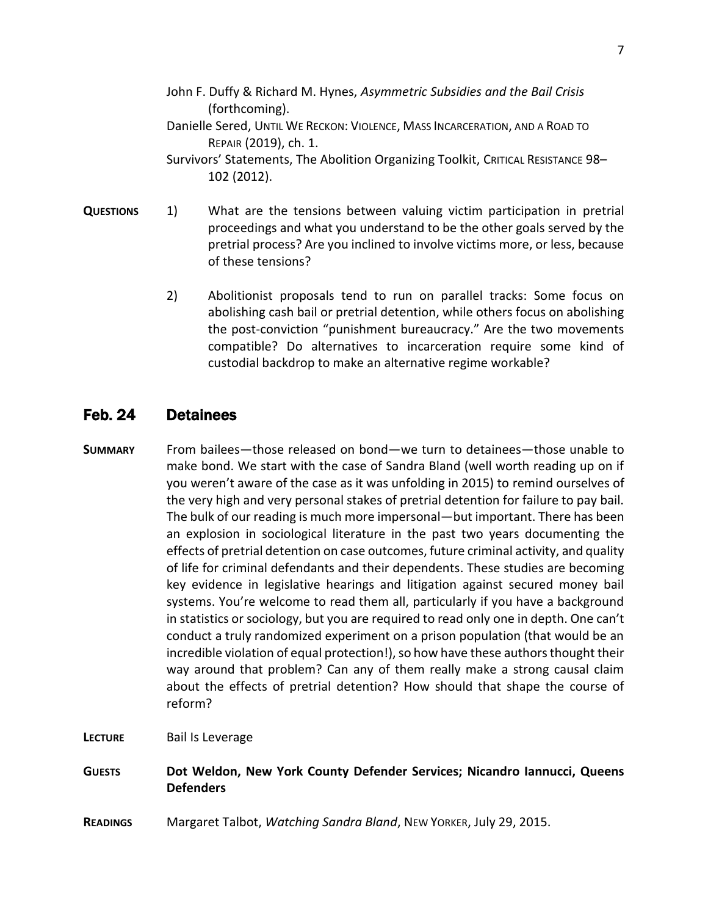John F. Duffy & Richard M. Hynes, *Asymmetric Subsidies and the Bail Crisis* (forthcoming).

Danielle Sered, UNTIL WE RECKON: VIOLENCE, MASS INCARCERATION, AND A ROAD TO REPAIR (2019), ch. 1.

Survivors' Statements, The Abolition Organizing Toolkit, CRITICAL RESISTANCE 98–102 (2012).

**QUESTIONS**

1) What are the tensions between valuing victim participation in pretrial proceedings and what you understand to be the other goals served by the pretrial process? Are you inclined to involve victims more, or less, because of these tensions?

2) Abolitionist proposals tend to run on parallel tracks: Some focus on abolishing cash bail or pretrial detention, while others focus on abolishing the post-conviction "punishment bureaucracy." Are the two movements compatible? Do alternatives to incarceration require some kind of custodial backdrop to make an alternative regime workable?

## Feb. 24 Detainees

**SUMMARY** From bailees—those released on bond—we turn to detainees—those unable to make bond. We start with the case of Sandra Bland (well worth reading up on if you weren't aware of the case as it was unfolding in 2015) to remind ourselves of the very high and very personal stakes of pretrial detention for failure to pay bail. The bulk of our reading is much more impersonal—but important. There has been an explosion in sociological literature in the past two years documenting the effects of pretrial detention on case outcomes, future criminal activity, and quality of life for criminal defendants and their dependents. These studies are becoming key evidence in legislative hearings and litigation against secured money bail systems. You're welcome to read them all, particularly if you have a background in statistics or sociology, but you are required to read only one in depth. One can't conduct a truly randomized experiment on a prison population (that would be an incredible violation of equal protection!), so how have these authors thought their way around that problem? Can any of them really make a strong causal claim about the effects of pretrial detention? How should that shape the course of reform?

**LECTURE** Bail Is Leverage

**GUESTS** **Dot Weldon, New York County Defender Services; Nicandro Iannucci, Queens Defenders**

**READINGS** Margaret Talbot, *Watching Sandra Bland*, NEW YORKER, July 29, 2015.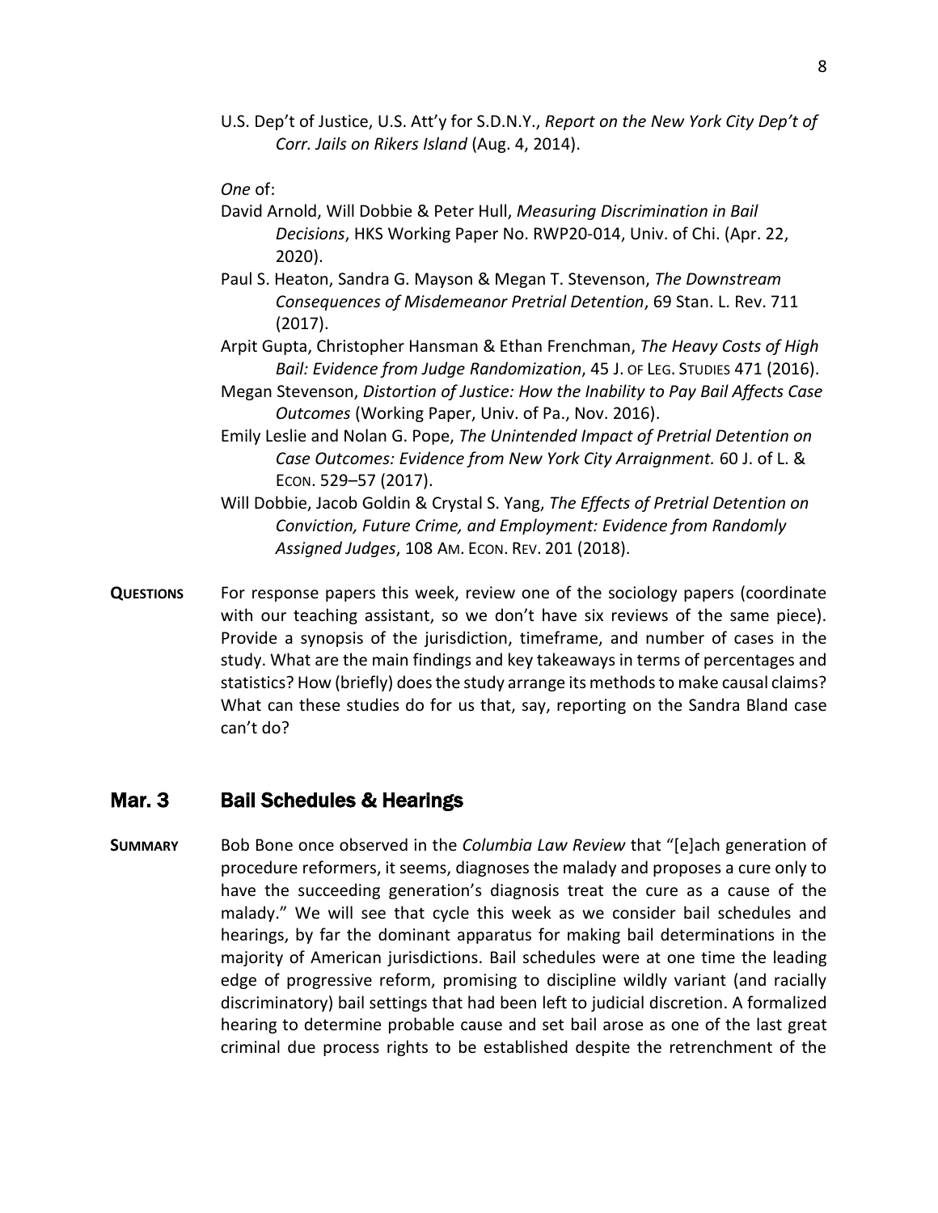U.S. Dep't of Justice, U.S. Att'y for S.D.N.Y., *Report on the New York City Dep't of Corr. Jails on Rikers Island* (Aug. 4, 2014).

*One* of:

David Arnold, Will Dobbie & Peter Hull, *Measuring Discrimination in Bail Decisions*, HKS Working Paper No. RWP20-014, Univ. of Chi. (Apr. 22, 2020).

Paul S. Heaton, Sandra G. Mayson & Megan T. Stevenson, *The Downstream Consequences of Misdemeanor Pretrial Detention*, 69 Stan. L. Rev. 711 (2017).

Arpit Gupta, Christopher Hansman & Ethan Frenchman, *The Heavy Costs of High Bail: Evidence from Judge Randomization*, 45 J. of Leg. Studies 471 (2016).

Megan Stevenson, *Distortion of Justice: How the Inability to Pay Bail Affects Case Outcomes* (Working Paper, Univ. of Pa., Nov. 2016).

Emily Leslie and Nolan G. Pope, *The Unintended Impact of Pretrial Detention on Case Outcomes: Evidence from New York City Arraignment.* 60 J. of L. & Econ. 529–57 (2017).

Will Dobbie, Jacob Goldin & Crystal S. Yang, *The Effects of Pretrial Detention on Conviction, Future Crime, and Employment: Evidence from Randomly Assigned Judges*, 108 Am. Econ. Rev. 201 (2018).

**Questions** For response papers this week, review one of the sociology papers (coordinate with our teaching assistant, so we don't have six reviews of the same piece). Provide a synopsis of the jurisdiction, timeframe, and number of cases in the study. What are the main findings and key takeaways in terms of percentages and statistics? How (briefly) does the study arrange its methods to make causal claims? What can these studies do for us that, say, reporting on the Sandra Bland case can't do?

## Mar. 3 Bail Schedules & Hearings

**Summary** Bob Bone once observed in the *Columbia Law Review* that "[e]ach generation of procedure reformers, it seems, diagnoses the malady and proposes a cure only to have the succeeding generation's diagnosis treat the cure as a cause of the malady." We will see that cycle this week as we consider bail schedules and hearings, by far the dominant apparatus for making bail determinations in the majority of American jurisdictions. Bail schedules were at one time the leading edge of progressive reform, promising to discipline wildly variant (and racially discriminatory) bail settings that had been left to judicial discretion. A formalized hearing to determine probable cause and set bail arose as one of the last great criminal due process rights to be established despite the retrenchment of the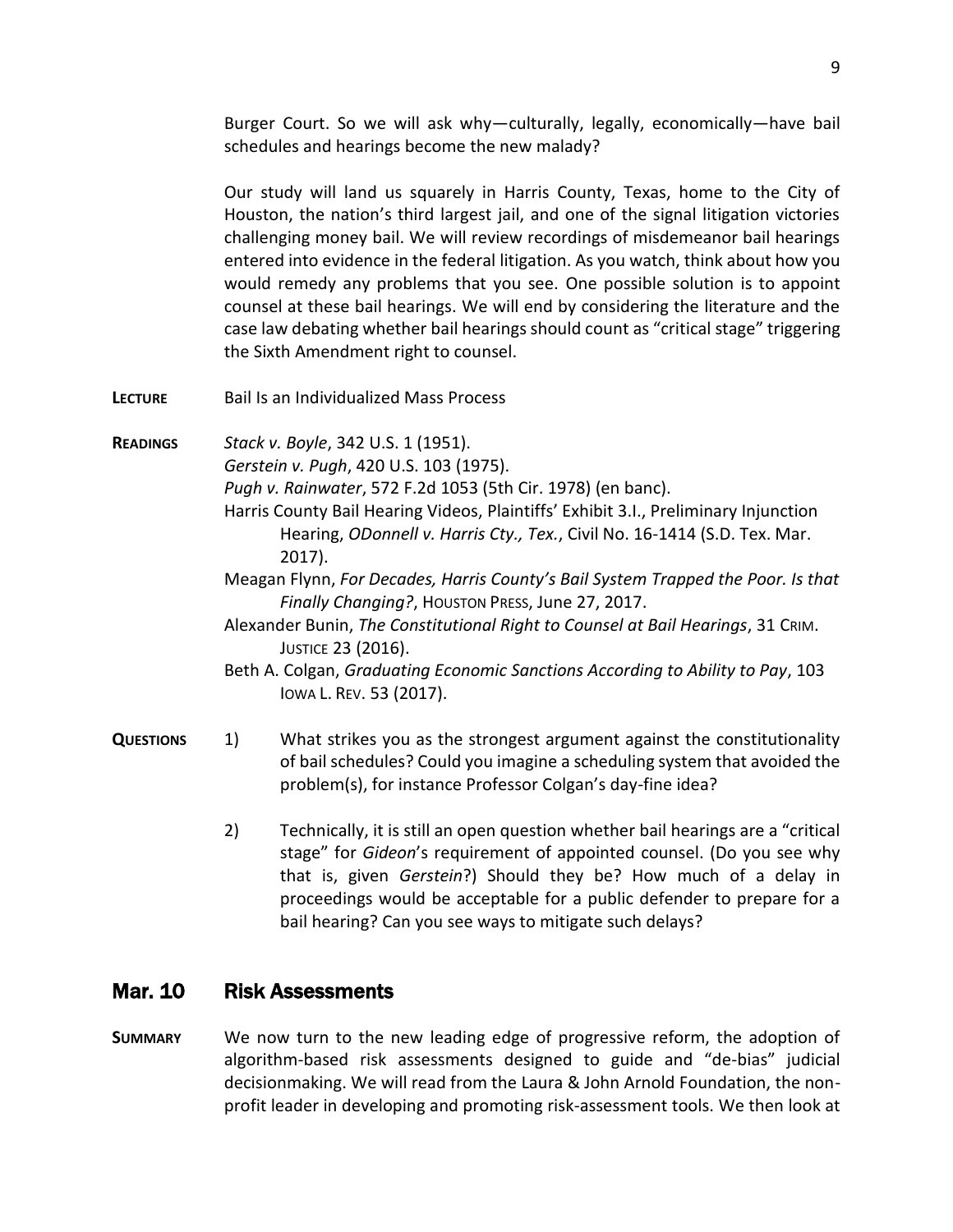Burger Court. So we will ask why—culturally, legally, economically—have bail schedules and hearings become the new malady?

Our study will land us squarely in Harris County, Texas, home to the City of Houston, the nation's third largest jail, and one of the signal litigation victories challenging money bail. We will review recordings of misdemeanor bail hearings entered into evidence in the federal litigation. As you watch, think about how you would remedy any problems that you see. One possible solution is to appoint counsel at these bail hearings. We will end by considering the literature and the case law debating whether bail hearings should count as "critical stage" triggering the Sixth Amendment right to counsel.

**LECTURE** Bail Is an Individualized Mass Process

**READINGS**

*Stack v. Boyle*, 342 U.S. 1 (1951).

*Gerstein v. Pugh*, 420 U.S. 103 (1975).

*Pugh v. Rainwater*, 572 F.2d 1053 (5th Cir. 1978) (en banc).

Harris County Bail Hearing Videos, Plaintiffs' Exhibit 3.I., Preliminary Injunction Hearing, *ODonnell v. Harris Cty., Tex.*, Civil No. 16-1414 (S.D. Tex. Mar. 2017).

Meagan Flynn, *For Decades, Harris County's Bail System Trapped the Poor. Is that Finally Changing?*, HOUSTON PRESS, June 27, 2017.

Alexander Bunin, *The Constitutional Right to Counsel at Bail Hearings*, 31 CRIM. JUSTICE 23 (2016).

Beth A. Colgan, *Graduating Economic Sanctions According to Ability to Pay*, 103 IOWA L. REV. 53 (2017).

**QUESTIONS**

1) What strikes you as the strongest argument against the constitutionality of bail schedules? Could you imagine a scheduling system that avoided the problem(s), for instance Professor Colgan's day-fine idea?

2) Technically, it is still an open question whether bail hearings are a "critical stage" for *Gideon*'s requirement of appointed counsel. (Do you see why that is, given *Gerstein*?) Should they be? How much of a delay in proceedings would be acceptable for a public defender to prepare for a bail hearing? Can you see ways to mitigate such delays?

## Mar. 10 Risk Assessments

**SUMMARY** We now turn to the new leading edge of progressive reform, the adoption of algorithm-based risk assessments designed to guide and "de-bias" judicial decisionmaking. We will read from the Laura & John Arnold Foundation, the non-profit leader in developing and promoting risk-assessment tools. We then look at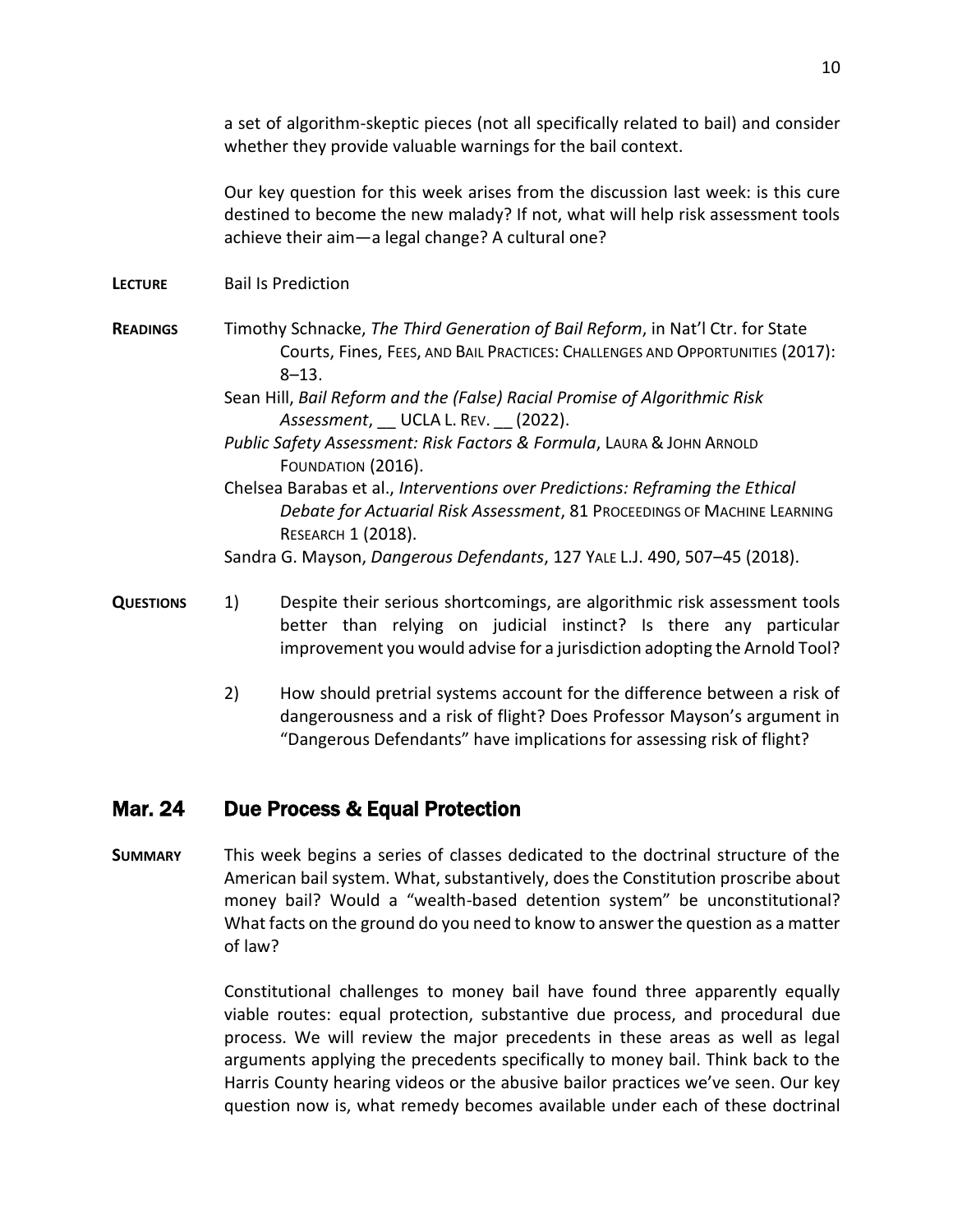a set of algorithm-skeptic pieces (not all specifically related to bail) and consider whether they provide valuable warnings for the bail context.

Our key question for this week arises from the discussion last week: is this cure destined to become the new malady? If not, what will help risk assessment tools achieve their aim—a legal change? A cultural one?

**LECTURE** Bail Is Prediction

**READINGS**

Timothy Schnacke, *The Third Generation of Bail Reform*, in Nat'l Ctr. for State Courts, Fines, FEES, AND BAIL PRACTICES: CHALLENGES AND OPPORTUNITIES (2017): 8–13.

Sean Hill, *Bail Reform and the (False) Racial Promise of Algorithmic Risk Assessment*, __ UCLA L. REV. __ (2022).

*Public Safety Assessment: Risk Factors & Formula*, LAURA & JOHN ARNOLD FOUNDATION (2016).

Chelsea Barabas et al., *Interventions over Predictions: Reframing the Ethical Debate for Actuarial Risk Assessment*, 81 PROCEEDINGS OF MACHINE LEARNING RESEARCH 1 (2018).

Sandra G. Mayson, *Dangerous Defendants*, 127 YALE L.J. 490, 507–45 (2018).

**QUESTIONS**

1) Despite their serious shortcomings, are algorithmic risk assessment tools better than relying on judicial instinct? Is there any particular improvement you would advise for a jurisdiction adopting the Arnold Tool?

2) How should pretrial systems account for the difference between a risk of dangerousness and a risk of flight? Does Professor Mayson's argument in "Dangerous Defendants" have implications for assessing risk of flight?

## Mar. 24 Due Process & Equal Protection

**SUMMARY** This week begins a series of classes dedicated to the doctrinal structure of the American bail system. What, substantively, does the Constitution proscribe about money bail? Would a "wealth-based detention system" be unconstitutional? What facts on the ground do you need to know to answer the question as a matter of law?

Constitutional challenges to money bail have found three apparently equally viable routes: equal protection, substantive due process, and procedural due process. We will review the major precedents in these areas as well as legal arguments applying the precedents specifically to money bail. Think back to the Harris County hearing videos or the abusive bailor practices we've seen. Our key question now is, what remedy becomes available under each of these doctrinal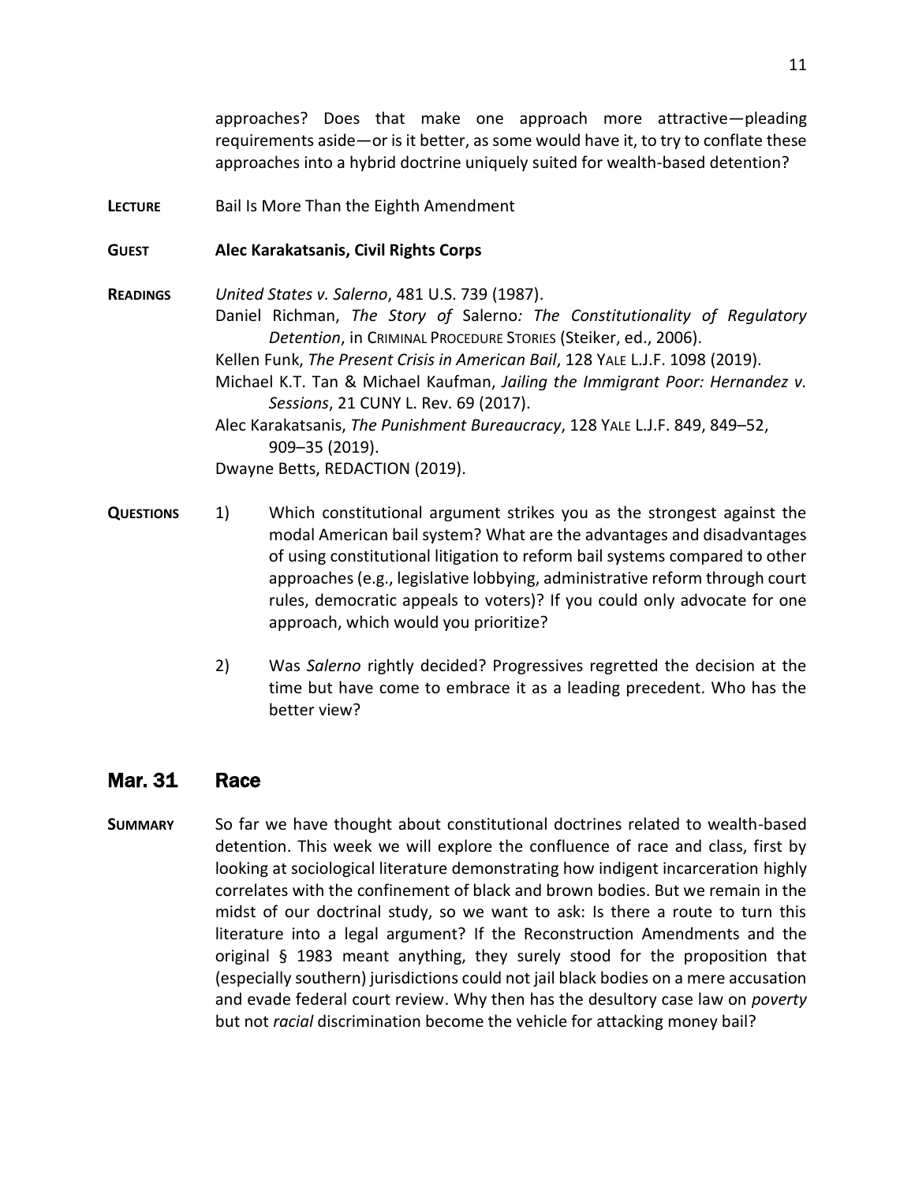approaches? Does that make one approach more attractive—pleading requirements aside—or is it better, as some would have it, to try to conflate these approaches into a hybrid doctrine uniquely suited for wealth-based detention?

**LECTURE** Bail Is More Than the Eighth Amendment

**GUEST** **Alec Karakatsanis, Civil Rights Corps**

**READINGS** *United States v. Salerno*, 481 U.S. 739 (1987).

Daniel Richman, *The Story of* Salerno*: The Constitutionality of Regulatory Detention*, in CRIMINAL PROCEDURE STORIES (Steiker, ed., 2006).

Kellen Funk, *The Present Crisis in American Bail*, 128 YALE L.J.F. 1098 (2019).

Michael K.T. Tan & Michael Kaufman, *Jailing the Immigrant Poor: Hernandez v. Sessions*, 21 CUNY L. Rev. 69 (2017).

Alec Karakatsanis, *The Punishment Bureaucracy*, 128 YALE L.J.F. 849, 849–52, 909–35 (2019).

Dwayne Betts, REDACTION (2019).

**QUESTIONS**

1) Which constitutional argument strikes you as the strongest against the modal American bail system? What are the advantages and disadvantages of using constitutional litigation to reform bail systems compared to other approaches (e.g., legislative lobbying, administrative reform through court rules, democratic appeals to voters)? If you could only advocate for one approach, which would you prioritize?

2) Was *Salerno* rightly decided? Progressives regretted the decision at the time but have come to embrace it as a leading precedent. Who has the better view?

## Mar. 31 Race

**SUMMARY** So far we have thought about constitutional doctrines related to wealth-based detention. This week we will explore the confluence of race and class, first by looking at sociological literature demonstrating how indigent incarceration highly correlates with the confinement of black and brown bodies. But we remain in the midst of our doctrinal study, so we want to ask: Is there a route to turn this literature into a legal argument? If the Reconstruction Amendments and the original § 1983 meant anything, they surely stood for the proposition that (especially southern) jurisdictions could not jail black bodies on a mere accusation and evade federal court review. Why then has the desultory case law on *poverty* but not *racial* discrimination become the vehicle for attacking money bail?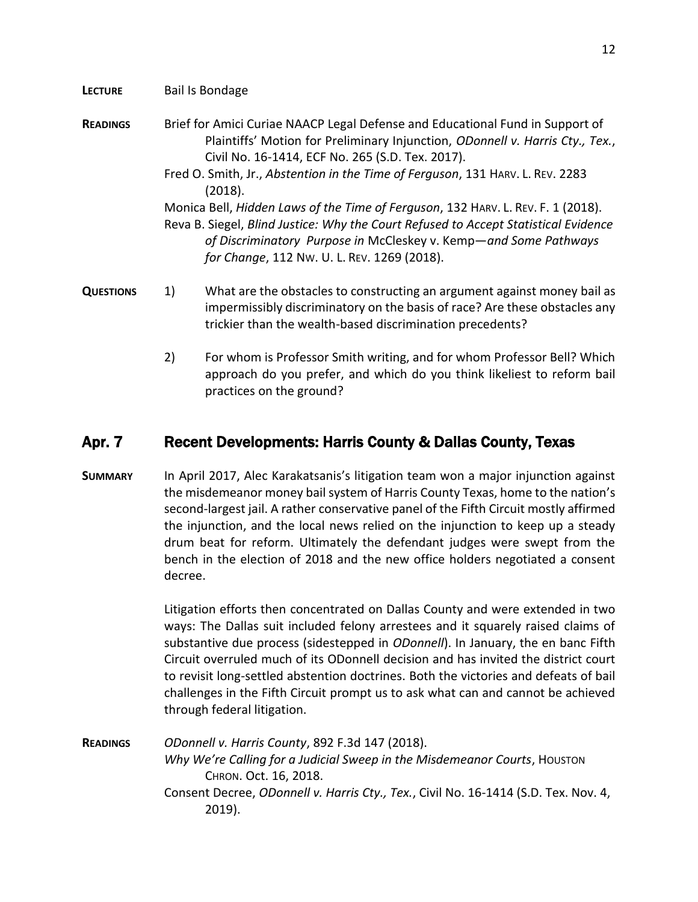**LECTURE** Bail Is Bondage

**READINGS** Brief for Amici Curiae NAACP Legal Defense and Educational Fund in Support of Plaintiffs' Motion for Preliminary Injunction, *ODonnell v. Harris Cty., Tex.*, Civil No. 16-1414, ECF No. 265 (S.D. Tex. 2017).

Fred O. Smith, Jr., *Abstention in the Time of Ferguson*, 131 HARV. L. REV. 2283 (2018).

Monica Bell, *Hidden Laws of the Time of Ferguson*, 132 HARV. L. REV. F. 1 (2018).

Reva B. Siegel, *Blind Justice: Why the Court Refused to Accept Statistical Evidence of Discriminatory Purpose in* McCleskey v. Kemp—*and Some Pathways for Change*, 112 NW. U. L. REV. 1269 (2018).

**QUESTIONS**

1) What are the obstacles to constructing an argument against money bail as impermissibly discriminatory on the basis of race? Are these obstacles any trickier than the wealth-based discrimination precedents?

2) For whom is Professor Smith writing, and for whom Professor Bell? Which approach do you prefer, and which do you think likeliest to reform bail practices on the ground?

## Apr. 7 Recent Developments: Harris County & Dallas County, Texas

**SUMMARY** In April 2017, Alec Karakatsanis's litigation team won a major injunction against the misdemeanor money bail system of Harris County Texas, home to the nation's second-largest jail. A rather conservative panel of the Fifth Circuit mostly affirmed the injunction, and the local news relied on the injunction to keep up a steady drum beat for reform. Ultimately the defendant judges were swept from the bench in the election of 2018 and the new office holders negotiated a consent decree.

Litigation efforts then concentrated on Dallas County and were extended in two ways: The Dallas suit included felony arrestees and it squarely raised claims of substantive due process (sidestepped in *ODonnell*). In January, the en banc Fifth Circuit overruled much of its ODonnell decision and has invited the district court to revisit long-settled abstention doctrines. Both the victories and defeats of bail challenges in the Fifth Circuit prompt us to ask what can and cannot be achieved through federal litigation.

**READINGS** *ODonnell v. Harris County*, 892 F.3d 147 (2018).

*Why We're Calling for a Judicial Sweep in the Misdemeanor Courts*, HOUSTON CHRON. Oct. 16, 2018.

Consent Decree, *ODonnell v. Harris Cty., Tex.*, Civil No. 16-1414 (S.D. Tex. Nov. 4, 2019).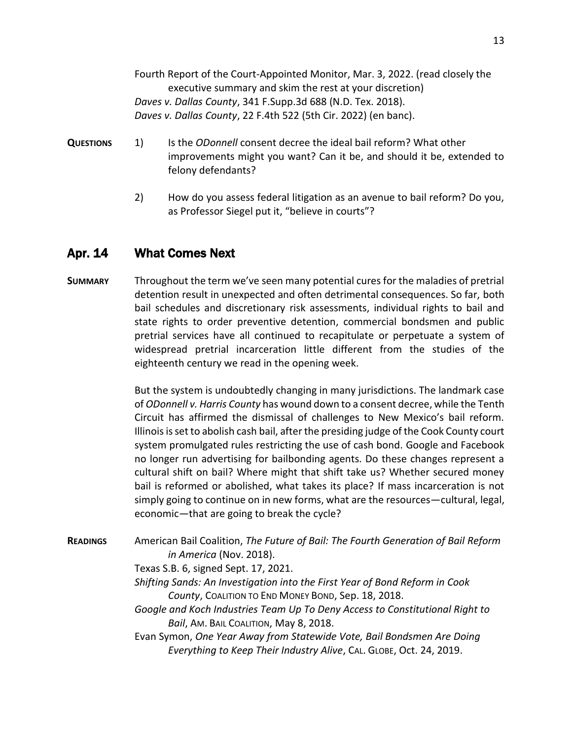Fourth Report of the Court-Appointed Monitor, Mar. 3, 2022. (read closely the executive summary and skim the rest at your discretion)
*Daves v. Dallas County*, 341 F.Supp.3d 688 (N.D. Tex. 2018).
*Daves v. Dallas County*, 22 F.4th 522 (5th Cir. 2022) (en banc).

**QUESTIONS**

1) Is the *ODonnell* consent decree the ideal bail reform? What other improvements might you want? Can it be, and should it be, extended to felony defendants?

2) How do you assess federal litigation as an avenue to bail reform? Do you, as Professor Siegel put it, "believe in courts"?

## Apr. 14 What Comes Next

**SUMMARY**

Throughout the term we've seen many potential cures for the maladies of pretrial detention result in unexpected and often detrimental consequences. So far, both bail schedules and discretionary risk assessments, individual rights to bail and state rights to order preventive detention, commercial bondsmen and public pretrial services have all continued to recapitulate or perpetuate a system of widespread pretrial incarceration little different from the studies of the eighteenth century we read in the opening week.

But the system is undoubtedly changing in many jurisdictions. The landmark case of *ODonnell v. Harris County* has wound down to a consent decree, while the Tenth Circuit has affirmed the dismissal of challenges to New Mexico's bail reform. Illinois is set to abolish cash bail, after the presiding judge of the Cook County court system promulgated rules restricting the use of cash bond. Google and Facebook no longer run advertising for bailbonding agents. Do these changes represent a cultural shift on bail? Where might that shift take us? Whether secured money bail is reformed or abolished, what takes its place? If mass incarceration is not simply going to continue on in new forms, what are the resources—cultural, legal, economic—that are going to break the cycle?

**READINGS**

American Bail Coalition, *The Future of Bail: The Fourth Generation of Bail Reform in America* (Nov. 2018).
Texas S.B. 6, signed Sept. 17, 2021.
*Shifting Sands: An Investigation into the First Year of Bond Reform in Cook County*, Coalition to End Money Bond, Sep. 18, 2018.
*Google and Koch Industries Team Up To Deny Access to Constitutional Right to Bail*, Am. Bail Coalition, May 8, 2018.
Evan Symon, *One Year Away from Statewide Vote, Bail Bondsmen Are Doing Everything to Keep Their Industry Alive*, Cal. Globe, Oct. 24, 2019.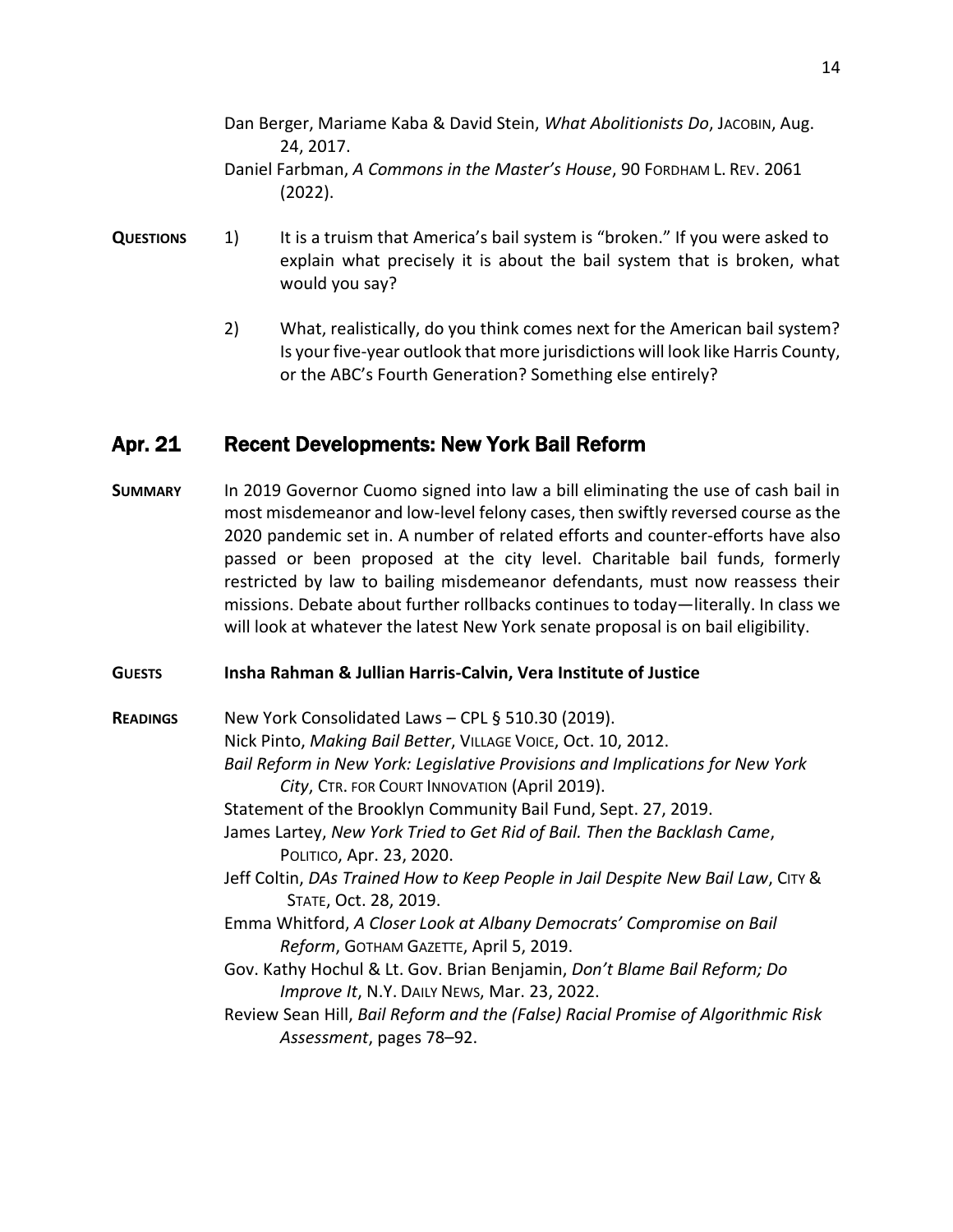Dan Berger, Mariame Kaba & David Stein, *What Abolitionists Do*, JACOBIN, Aug. 24, 2017.

Daniel Farbman, *A Commons in the Master's House*, 90 FORDHAM L. REV. 2061 (2022).

**QUESTIONS**

1) It is a truism that America's bail system is "broken." If you were asked to explain what precisely it is about the bail system that is broken, what would you say?

2) What, realistically, do you think comes next for the American bail system? Is your five-year outlook that more jurisdictions will look like Harris County, or the ABC's Fourth Generation? Something else entirely?

## Apr. 21 Recent Developments: New York Bail Reform

**SUMMARY** In 2019 Governor Cuomo signed into law a bill eliminating the use of cash bail in most misdemeanor and low-level felony cases, then swiftly reversed course as the 2020 pandemic set in. A number of related efforts and counter-efforts have also passed or been proposed at the city level. Charitable bail funds, formerly restricted by law to bailing misdemeanor defendants, must now reassess their missions. Debate about further rollbacks continues to today—literally. In class we will look at whatever the latest New York senate proposal is on bail eligibility.

**GUESTS** **Insha Rahman & Jullian Harris-Calvin, Vera Institute of Justice**

**READINGS**

New York Consolidated Laws – CPL § 510.30 (2019).

Nick Pinto, *Making Bail Better*, VILLAGE VOICE, Oct. 10, 2012.

*Bail Reform in New York: Legislative Provisions and Implications for New York City*, CTR. FOR COURT INNOVATION (April 2019).

Statement of the Brooklyn Community Bail Fund, Sept. 27, 2019.

James Lartey, *New York Tried to Get Rid of Bail. Then the Backlash Came*, POLITICO, Apr. 23, 2020.

Jeff Coltin, *DAs Trained How to Keep People in Jail Despite New Bail Law*, CITY & STATE, Oct. 28, 2019.

Emma Whitford, *A Closer Look at Albany Democrats' Compromise on Bail Reform*, GOTHAM GAZETTE, April 5, 2019.

Gov. Kathy Hochul & Lt. Gov. Brian Benjamin, *Don't Blame Bail Reform; Do Improve It*, N.Y. DAILY NEWS, Mar. 23, 2022.

Review Sean Hill, *Bail Reform and the (False) Racial Promise of Algorithmic Risk Assessment*, pages 78–92.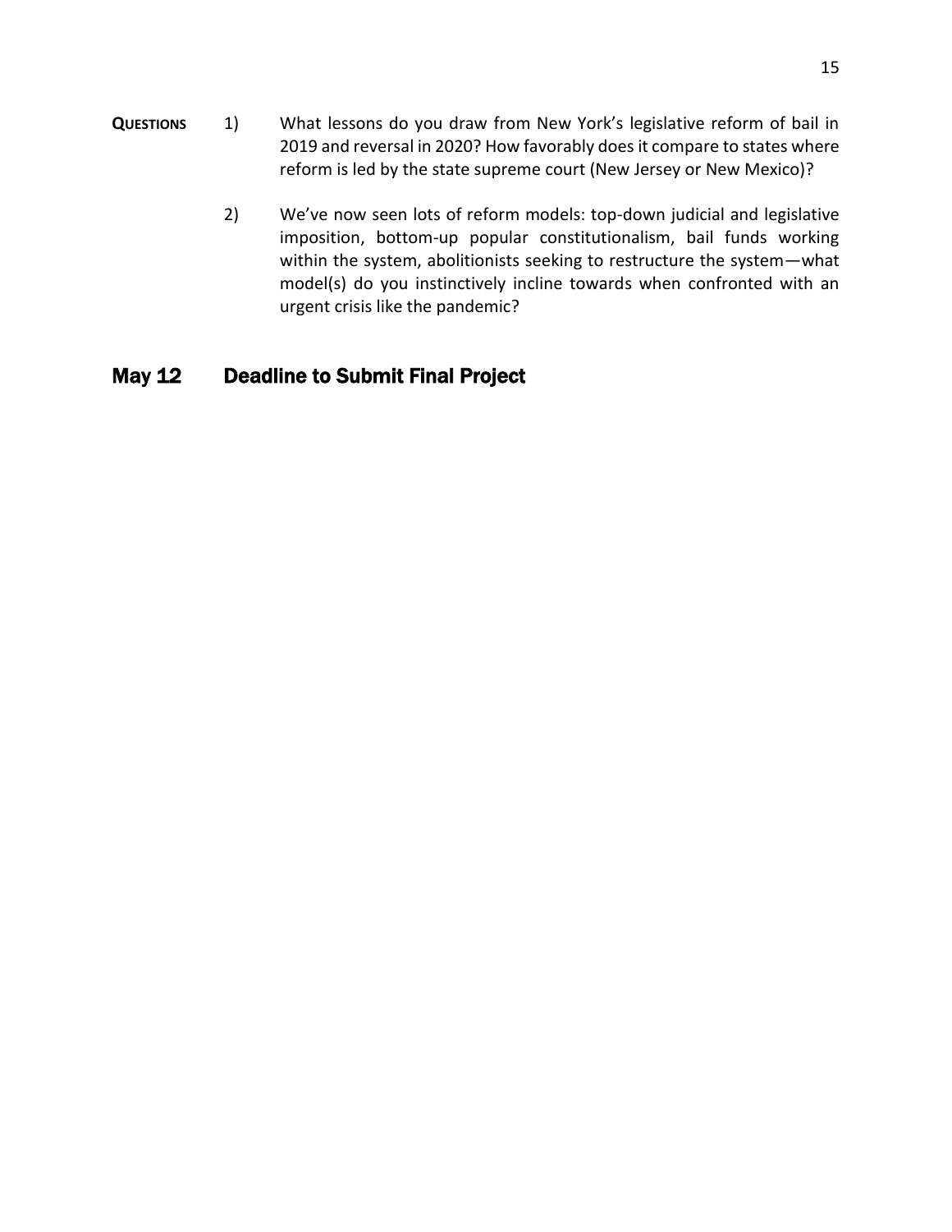**QUESTIONS**

1) What lessons do you draw from New York's legislative reform of bail in 2019 and reversal in 2020? How favorably does it compare to states where reform is led by the state supreme court (New Jersey or New Mexico)?

2) We've now seen lots of reform models: top-down judicial and legislative imposition, bottom-up popular constitutionalism, bail funds working within the system, abolitionists seeking to restructure the system—what model(s) do you instinctively incline towards when confronted with an urgent crisis like the pandemic?

## May 12 Deadline to Submit Final Project